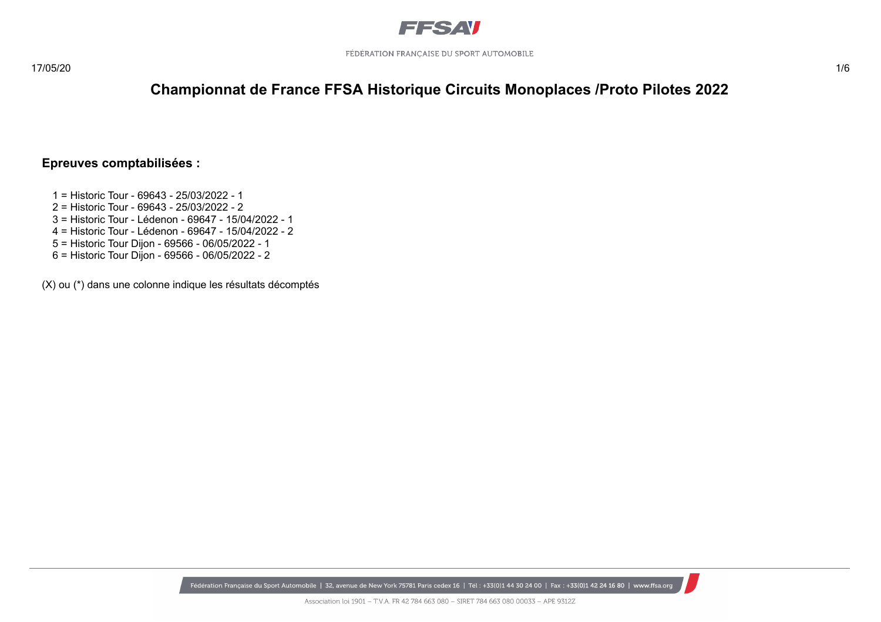# Championnat de France FFSA Historique Circuits Monoplaces /Proto Pilotes 2022

## Epreuves comptabilisées :

1 = Historic Tour - 69643 - 25/03/2022 - 1
2 = Historic Tour - 69643 - 25/03/2022 - 2
3 = Historic Tour - Lédenon - 69647 - 15/04/2022 - 1
4 = Historic Tour - Lédenon - 69647 - 15/04/2022 - 2
5 = Historic Tour Dijon - 69566 - 06/05/2022 - 1
6 = Historic Tour Dijon - 69566 - 06/05/2022 - 2

(X) ou (*) dans une colonne indique les résultats décomptés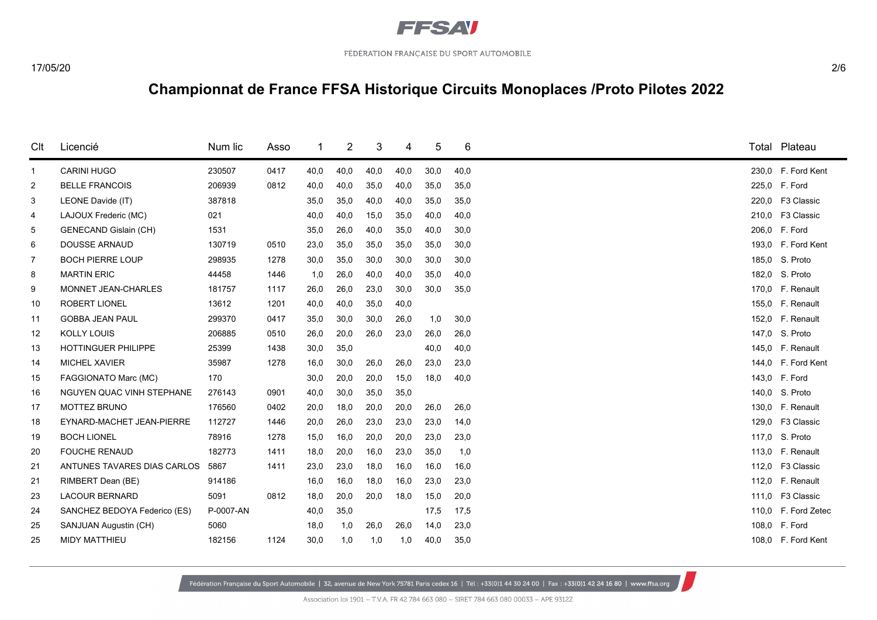FÉDÉRATION FRANÇAISE DU SPORT AUTOMOBILE

17/05/20

# Championnat de France FFSA Historique Circuits Monoplaces /Proto Pilotes 2022

| Clt | Licencié | Num lic | Asso | 1 | 2 | 3 | 4 | 5 | 6 | Total | Plateau |
|---|---|---|---|---|---|---|---|---|---|---|---|
| 1 | CARINI HUGO | 230507 | 0417 | 40,0 | 40,0 | 40,0 | 40,0 | 30,0 | 40,0 | 230,0 | F. Ford Kent |
| 2 | BELLE FRANCOIS | 206939 | 0812 | 40,0 | 40,0 | 35,0 | 40,0 | 35,0 | 35,0 | 225,0 | F. Ford |
| 3 | LEONE Davide (IT) | 387818 | | 35,0 | 35,0 | 40,0 | 40,0 | 35,0 | 35,0 | 220,0 | F3 Classic |
| 4 | LAJOUX Frederic (MC) | 021 | | 40,0 | 40,0 | 15,0 | 35,0 | 40,0 | 40,0 | 210,0 | F3 Classic |
| 5 | GENECAND Gislain (CH) | 1531 | | 35,0 | 26,0 | 40,0 | 35,0 | 40,0 | 30,0 | 206,0 | F. Ford |
| 6 | DOUSSE ARNAUD | 130719 | 0510 | 23,0 | 35,0 | 35,0 | 35,0 | 35,0 | 30,0 | 193,0 | F. Ford Kent |
| 7 | BOCH PIERRE LOUP | 298935 | 1278 | 30,0 | 35,0 | 30,0 | 30,0 | 30,0 | 30,0 | 185,0 | S. Proto |
| 8 | MARTIN ERIC | 44458 | 1446 | 1,0 | 26,0 | 40,0 | 40,0 | 35,0 | 40,0 | 182,0 | S. Proto |
| 9 | MONNET JEAN-CHARLES | 181757 | 1117 | 26,0 | 26,0 | 23,0 | 30,0 | 30,0 | 35,0 | 170,0 | F. Renault |
| 10 | ROBERT LIONEL | 13612 | 1201 | 40,0 | 40,0 | 35,0 | 40,0 | | | 155,0 | F. Renault |
| 11 | GOBBA JEAN PAUL | 299370 | 0417 | 35,0 | 30,0 | 30,0 | 26,0 | 1,0 | 30,0 | 152,0 | F. Renault |
| 12 | KOLLY LOUIS | 206885 | 0510 | 26,0 | 20,0 | 26,0 | 23,0 | 26,0 | 26,0 | 147,0 | S. Proto |
| 13 | HOTTINGUER PHILIPPE | 25399 | 1438 | 30,0 | 35,0 | | | 40,0 | 40,0 | 145,0 | F. Renault |
| 14 | MICHEL XAVIER | 35987 | 1278 | 16,0 | 30,0 | 26,0 | 26,0 | 23,0 | 23,0 | 144,0 | F. Ford Kent |
| 15 | FAGGIONATO Marc (MC) | 170 | | 30,0 | 20,0 | 20,0 | 15,0 | 18,0 | 40,0 | 143,0 | F. Ford |
| 16 | NGUYEN QUAC VINH STEPHANE | 276143 | 0901 | 40,0 | 30,0 | 35,0 | 35,0 | | | 140,0 | S. Proto |
| 17 | MOTTEZ BRUNO | 176560 | 0402 | 20,0 | 18,0 | 20,0 | 20,0 | 26,0 | 26,0 | 130,0 | F. Renault |
| 18 | EYNARD-MACHET JEAN-PIERRE | 112727 | 1446 | 20,0 | 26,0 | 23,0 | 23,0 | 23,0 | 14,0 | 129,0 | F3 Classic |
| 19 | BOCH LIONEL | 78916 | 1278 | 15,0 | 16,0 | 20,0 | 20,0 | 23,0 | 23,0 | 117,0 | S. Proto |
| 20 | FOUCHE RENAUD | 182773 | 1411 | 18,0 | 20,0 | 16,0 | 23,0 | 35,0 | 1,0 | 113,0 | F. Renault |
| 21 | ANTUNES TAVARES DIAS CARLOS | 5867 | 1411 | 23,0 | 23,0 | 18,0 | 16,0 | 16,0 | 16,0 | 112,0 | F3 Classic |
| 21 | RIMBERT Dean (BE) | 914186 | | 16,0 | 16,0 | 18,0 | 16,0 | 23,0 | 23,0 | 112,0 | F. Renault |
| 23 | LACOUR BERNARD | 5091 | 0812 | 18,0 | 20,0 | 20,0 | 18,0 | 15,0 | 20,0 | 111,0 | F3 Classic |
| 24 | SANCHEZ BEDOYA Federico (ES) | P-0007-AN | | 40,0 | 35,0 | | | 17,5 | 17,5 | 110,0 | F. Ford Zetec |
| 25 | SANJUAN Augustin (CH) | 5060 | | 18,0 | 1,0 | 26,0 | 26,0 | 14,0 | 23,0 | 108,0 | F. Ford |
| 25 | MIDY MATTHIEU | 182156 | 1124 | 30,0 | 1,0 | 1,0 | 1,0 | 40,0 | 35,0 | 108,0 | F. Ford Kent |

Fédération Française du Sport Automobile | 32, avenue de New York 75781 Paris cedex 16 | Tél : +33(0)1 44 30 24 00 | Fax : +33(0)1 42 24 16 80 | www.ffsa.org

Association loi 1901 – T.V.A. FR 42 784 663 080 – SIRET 784 663 080 00033 – APE 9312Z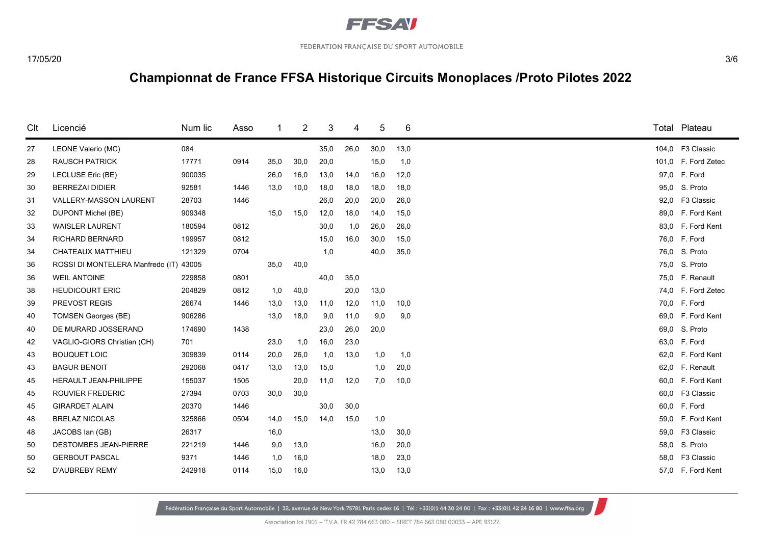## Championnat de France FFSA Historique Circuits Monoplaces /Proto Pilotes 2022

| Clt | Licencié | Num lic | Asso | 1 | 2 | 3 | 4 | 5 | 6 | Total | Plateau |
|---|---|---|---|---|---|---|---|---|---|---|---|
| 27 | LEONE Valerio (MC) | 084 | | | | 35,0 | 26,0 | 30,0 | 13,0 | 104,0 | F3 Classic |
| 28 | RAUSCH PATRICK | 17771 | 0914 | 35,0 | 30,0 | 20,0 | | 15,0 | 1,0 | 101,0 | F. Ford Zetec |
| 29 | LECLUSE Eric (BE) | 900035 | | 26,0 | 16,0 | 13,0 | 14,0 | 16,0 | 12,0 | 97,0 | F. Ford |
| 30 | BERREZAI DIDIER | 92581 | 1446 | 13,0 | 10,0 | 18,0 | 18,0 | 18,0 | 18,0 | 95,0 | S. Proto |
| 31 | VALLERY-MASSON LAURENT | 28703 | 1446 | | | 26,0 | 20,0 | 20,0 | 26,0 | 92,0 | F3 Classic |
| 32 | DUPONT Michel (BE) | 909348 | | 15,0 | 15,0 | 12,0 | 18,0 | 14,0 | 15,0 | 89,0 | F. Ford Kent |
| 33 | WAISLER LAURENT | 180594 | 0812 | | | 30,0 | 1,0 | 26,0 | 26,0 | 83,0 | F. Ford Kent |
| 34 | RICHARD BERNARD | 199957 | 0812 | | | 15,0 | 16,0 | 30,0 | 15,0 | 76,0 | F. Ford |
| 34 | CHATEAUX MATTHIEU | 121329 | 0704 | | | 1,0 | | 40,0 | 35,0 | 76,0 | S. Proto |
| 36 | ROSSI DI MONTELERA Manfredo (IT) | 43005 | | 35,0 | 40,0 | | | | | 75,0 | S. Proto |
| 36 | WEIL ANTOINE | 229858 | 0801 | | | 40,0 | 35,0 | | | 75,0 | F. Renault |
| 38 | HEUDICOURT ERIC | 204829 | 0812 | 1,0 | 40,0 | | 20,0 | 13,0 | | 74,0 | F. Ford Zetec |
| 39 | PREVOST REGIS | 26674 | 1446 | 13,0 | 13,0 | 11,0 | 12,0 | 11,0 | 10,0 | 70,0 | F. Ford |
| 40 | TOMSEN Georges (BE) | 906286 | | 13,0 | 18,0 | 9,0 | 11,0 | 9,0 | 9,0 | 69,0 | F. Ford Kent |
| 40 | DE MURARD JOSSERAND | 174690 | 1438 | | | 23,0 | 26,0 | 20,0 | | 69,0 | S. Proto |
| 42 | VAGLIO-GIORS Christian (CH) | 701 | | 23,0 | 1,0 | 16,0 | 23,0 | | | 63,0 | F. Ford |
| 43 | BOUQUET LOIC | 309839 | 0114 | 20,0 | 26,0 | 1,0 | 13,0 | 1,0 | 1,0 | 62,0 | F. Ford Kent |
| 43 | BAGUR BENOIT | 292068 | 0417 | 13,0 | 13,0 | 15,0 | | 1,0 | 20,0 | 62,0 | F. Renault |
| 45 | HERAULT JEAN-PHILIPPE | 155037 | 1505 | | 20,0 | 11,0 | 12,0 | 7,0 | 10,0 | 60,0 | F. Ford Kent |
| 45 | ROUVIER FREDERIC | 27394 | 0703 | 30,0 | 30,0 | | | | | 60,0 | F3 Classic |
| 45 | GIRARDET ALAIN | 20370 | 1446 | | | 30,0 | 30,0 | | | 60,0 | F. Ford |
| 48 | BRELAZ NICOLAS | 325866 | 0504 | 14,0 | 15,0 | 14,0 | 15,0 | 1,0 | | 59,0 | F. Ford Kent |
| 48 | JACOBS Ian (GB) | 26317 | | 16,0 | | | | 13,0 | 30,0 | 59,0 | F3 Classic |
| 50 | DESTOMBES JEAN-PIERRE | 221219 | 1446 | 9,0 | 13,0 | | | 16,0 | 20,0 | 58,0 | S. Proto |
| 50 | GERBOUT PASCAL | 9371 | 1446 | 1,0 | 16,0 | | | 18,0 | 23,0 | 58,0 | F3 Classic |
| 52 | D'AUBREBY REMY | 242918 | 0114 | 15,0 | 16,0 | | | 13,0 | 13,0 | 57,0 | F. Ford Kent |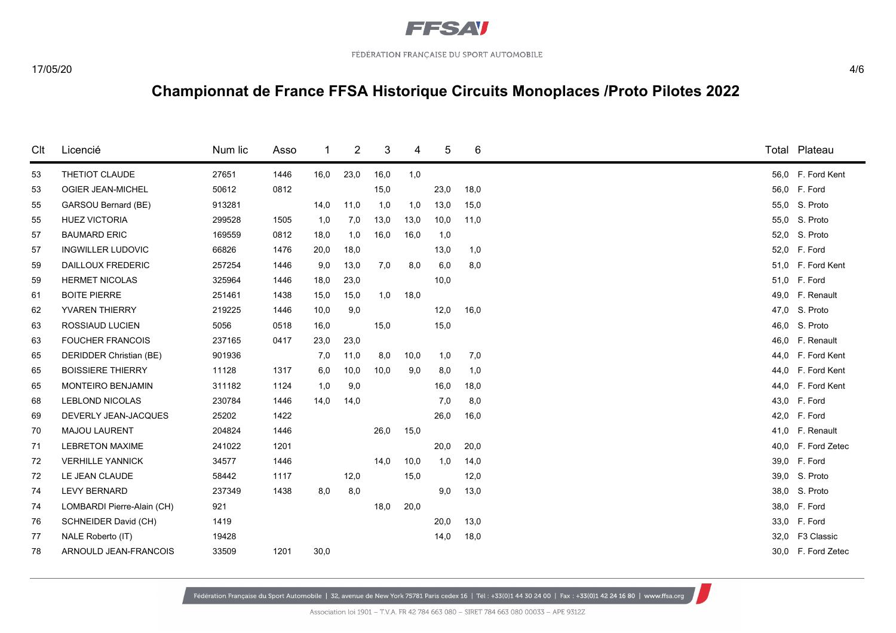# Championnat de France FFSA Historique Circuits Monoplaces /Proto Pilotes 2022

| Clt | Licencié | Num lic | Asso | 1 | 2 | 3 | 4 | 5 | 6 | Total | Plateau |
|---|---|---|---|---|---|---|---|---|---|---|---|
| 53 | THETIOT CLAUDE | 27651 | 1446 | 16,0 | 23,0 | 16,0 | 1,0 | | | 56,0 | F. Ford Kent |
| 53 | OGIER JEAN-MICHEL | 50612 | 0812 | | | 15,0 | | 23,0 | 18,0 | 56,0 | F. Ford |
| 55 | GARSOU Bernard (BE) | 913281 | | 14,0 | 11,0 | 1,0 | 1,0 | 13,0 | 15,0 | 55,0 | S. Proto |
| 55 | HUEZ VICTORIA | 299528 | 1505 | 1,0 | 7,0 | 13,0 | 13,0 | 10,0 | 11,0 | 55,0 | S. Proto |
| 57 | BAUMARD ERIC | 169559 | 0812 | 18,0 | 1,0 | 16,0 | 16,0 | 1,0 | | 52,0 | S. Proto |
| 57 | INGWILLER LUDOVIC | 66826 | 1476 | 20,0 | 18,0 | | | 13,0 | 1,0 | 52,0 | F. Ford |
| 59 | DAILLOUX FREDERIC | 257254 | 1446 | 9,0 | 13,0 | 7,0 | 8,0 | 6,0 | 8,0 | 51,0 | F. Ford Kent |
| 59 | HERMET NICOLAS | 325964 | 1446 | 18,0 | 23,0 | | | 10,0 | | 51,0 | F. Ford |
| 61 | BOITE PIERRE | 251461 | 1438 | 15,0 | 15,0 | 1,0 | 18,0 | | | 49,0 | F. Renault |
| 62 | YVAREN THIERRY | 219225 | 1446 | 10,0 | 9,0 | | | 12,0 | 16,0 | 47,0 | S. Proto |
| 63 | ROSSIAUD LUCIEN | 5056 | 0518 | 16,0 | | 15,0 | | 15,0 | | 46,0 | S. Proto |
| 63 | FOUCHER FRANCOIS | 237165 | 0417 | 23,0 | 23,0 | | | | | 46,0 | F. Renault |
| 65 | DERIDDER Christian (BE) | 901936 | | 7,0 | 11,0 | 8,0 | 10,0 | 1,0 | 7,0 | 44,0 | F. Ford Kent |
| 65 | BOISSIERE THIERRY | 11128 | 1317 | 6,0 | 10,0 | 10,0 | 9,0 | 8,0 | 1,0 | 44,0 | F. Ford Kent |
| 65 | MONTEIRO BENJAMIN | 311182 | 1124 | 1,0 | 9,0 | | | 16,0 | 18,0 | 44,0 | F. Ford Kent |
| 68 | LEBLOND NICOLAS | 230784 | 1446 | 14,0 | 14,0 | | | 7,0 | 8,0 | 43,0 | F. Ford |
| 69 | DEVERLY JEAN-JACQUES | 25202 | 1422 | | | | | 26,0 | 16,0 | 42,0 | F. Ford |
| 70 | MAJOU LAURENT | 204824 | 1446 | | | 26,0 | 15,0 | | | 41,0 | F. Renault |
| 71 | LEBRETON MAXIME | 241022 | 1201 | | | | | 20,0 | 20,0 | 40,0 | F. Ford Zetec |
| 72 | VERHILLE YANNICK | 34577 | 1446 | | | 14,0 | 10,0 | 1,0 | 14,0 | 39,0 | F. Ford |
| 72 | LE JEAN CLAUDE | 58442 | 1117 | | 12,0 | | 15,0 | | 12,0 | 39,0 | S. Proto |
| 74 | LEVY BERNARD | 237349 | 1438 | 8,0 | 8,0 | | | 9,0 | 13,0 | 38,0 | S. Proto |
| 74 | LOMBARDI Pierre-Alain (CH) | 921 | | | | 18,0 | 20,0 | | | 38,0 | F. Ford |
| 76 | SCHNEIDER David (CH) | 1419 | | | | | | 20,0 | 13,0 | 33,0 | F. Ford |
| 77 | NALE Roberto (IT) | 19428 | | | | | | 14,0 | 18,0 | 32,0 | F3 Classic |
| 78 | ARNOULD JEAN-FRANCOIS | 33509 | 1201 | 30,0 | | | | | | 30,0 | F. Ford Zetec |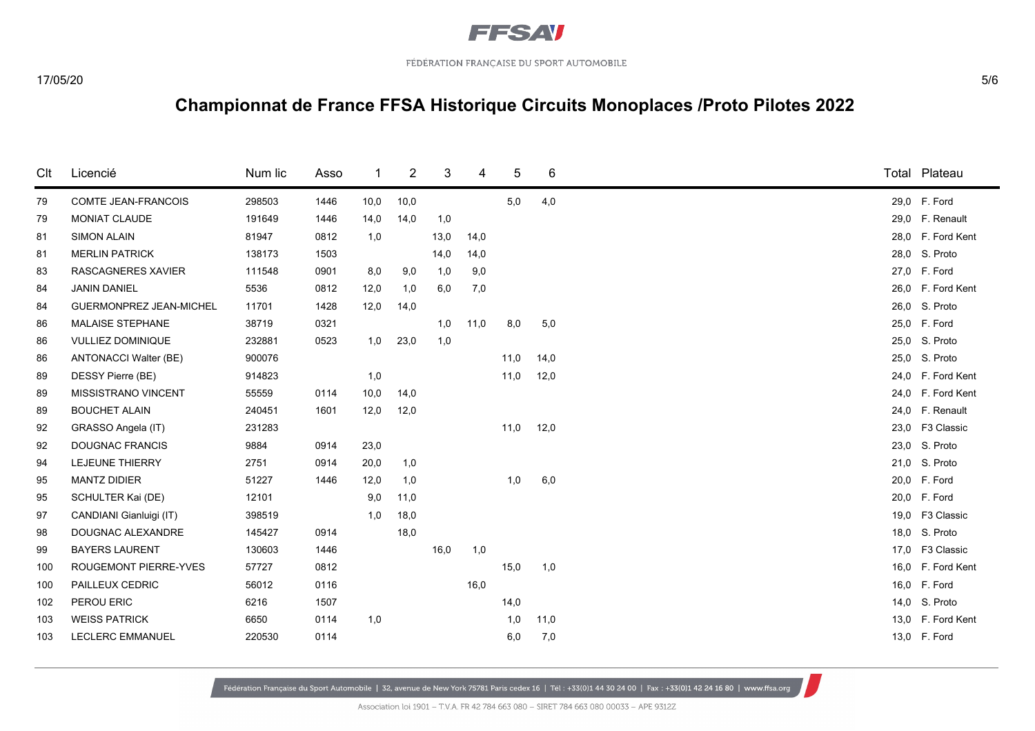FÉDÉRATION FRANÇAISE DU SPORT AUTOMOBILE

17/05/20

## Championnat de France FFSA Historique Circuits Monoplaces /Proto Pilotes 2022

| Clt | Licencié | Num lic | Asso | 1 | 2 | 3 | 4 | 5 | 6 | Total | Plateau |
|---|---|---|---|---|---|---|---|---|---|---|---|
| 79 | COMTE JEAN-FRANCOIS | 298503 | 1446 | 10,0 | 10,0 | | | 5,0 | 4,0 | 29,0 | F. Ford |
| 79 | MONIAT CLAUDE | 191649 | 1446 | 14,0 | 14,0 | 1,0 | | | | 29,0 | F. Renault |
| 81 | SIMON ALAIN | 81947 | 0812 | 1,0 | | 13,0 | 14,0 | | | 28,0 | F. Ford Kent |
| 81 | MERLIN PATRICK | 138173 | 1503 | | | 14,0 | 14,0 | | | 28,0 | S. Proto |
| 83 | RASCAGNERES XAVIER | 111548 | 0901 | 8,0 | 9,0 | 1,0 | 9,0 | | | 27,0 | F. Ford |
| 84 | JANIN DANIEL | 5536 | 0812 | 12,0 | 1,0 | 6,0 | 7,0 | | | 26,0 | F. Ford Kent |
| 84 | GUERMONPREZ JEAN-MICHEL | 11701 | 1428 | 12,0 | 14,0 | | | | | 26,0 | S. Proto |
| 86 | MALAISE STEPHANE | 38719 | 0321 | | | 1,0 | 11,0 | 8,0 | 5,0 | 25,0 | F. Ford |
| 86 | VULLIEZ DOMINIQUE | 232881 | 0523 | 1,0 | 23,0 | 1,0 | | | | 25,0 | S. Proto |
| 86 | ANTONACCI Walter (BE) | 900076 | | | | | | 11,0 | 14,0 | 25,0 | S. Proto |
| 89 | DESSY Pierre (BE) | 914823 | | 1,0 | | | | 11,0 | 12,0 | 24,0 | F. Ford Kent |
| 89 | MISSISTRANO VINCENT | 55559 | 0114 | 10,0 | 14,0 | | | | | 24,0 | F. Ford Kent |
| 89 | BOUCHET ALAIN | 240451 | 1601 | 12,0 | 12,0 | | | | | 24,0 | F. Renault |
| 92 | GRASSO Angela (IT) | 231283 | | | | | | 11,0 | 12,0 | 23,0 | F3 Classic |
| 92 | DOUGNAC FRANCIS | 9884 | 0914 | 23,0 | | | | | | 23,0 | S. Proto |
| 94 | LEJEUNE THIERRY | 2751 | 0914 | 20,0 | 1,0 | | | | | 21,0 | S. Proto |
| 95 | MANTZ DIDIER | 51227 | 1446 | 12,0 | 1,0 | | | 1,0 | 6,0 | 20,0 | F. Ford |
| 95 | SCHULTER Kai (DE) | 12101 | | 9,0 | 11,0 | | | | | 20,0 | F. Ford |
| 97 | CANDIANI Gianluigi (IT) | 398519 | | 1,0 | 18,0 | | | | | 19,0 | F3 Classic |
| 98 | DOUGNAC ALEXANDRE | 145427 | 0914 | | 18,0 | | | | | 18,0 | S. Proto |
| 99 | BAYERS LAURENT | 130603 | 1446 | | | 16,0 | 1,0 | | | 17,0 | F3 Classic |
| 100 | ROUGEMONT PIERRE-YVES | 57727 | 0812 | | | | | 15,0 | 1,0 | 16,0 | F. Ford Kent |
| 100 | PAILLEUX CEDRIC | 56012 | 0116 | | | | 16,0 | | | 16,0 | F. Ford |
| 102 | PEROU ERIC | 6216 | 1507 | | | | | 14,0 | | 14,0 | S. Proto |
| 103 | WEISS PATRICK | 6650 | 0114 | 1,0 | | | | 1,0 | 11,0 | 13,0 | F. Ford Kent |
| 103 | LECLERC EMMANUEL | 220530 | 0114 | | | | | 6,0 | 7,0 | 13,0 | F. Ford |

Fédération Française du Sport Automobile | 32, avenue de New York 75781 Paris cedex 16 | Tél : +33(0)1 44 30 24 00 | Fax : +33(0)1 42 24 16 80 | www.ffsa.org

Association loi 1901 – T.V.A. FR 42 784 663 080 – SIRET 784 663 080 00033 – APE 9312Z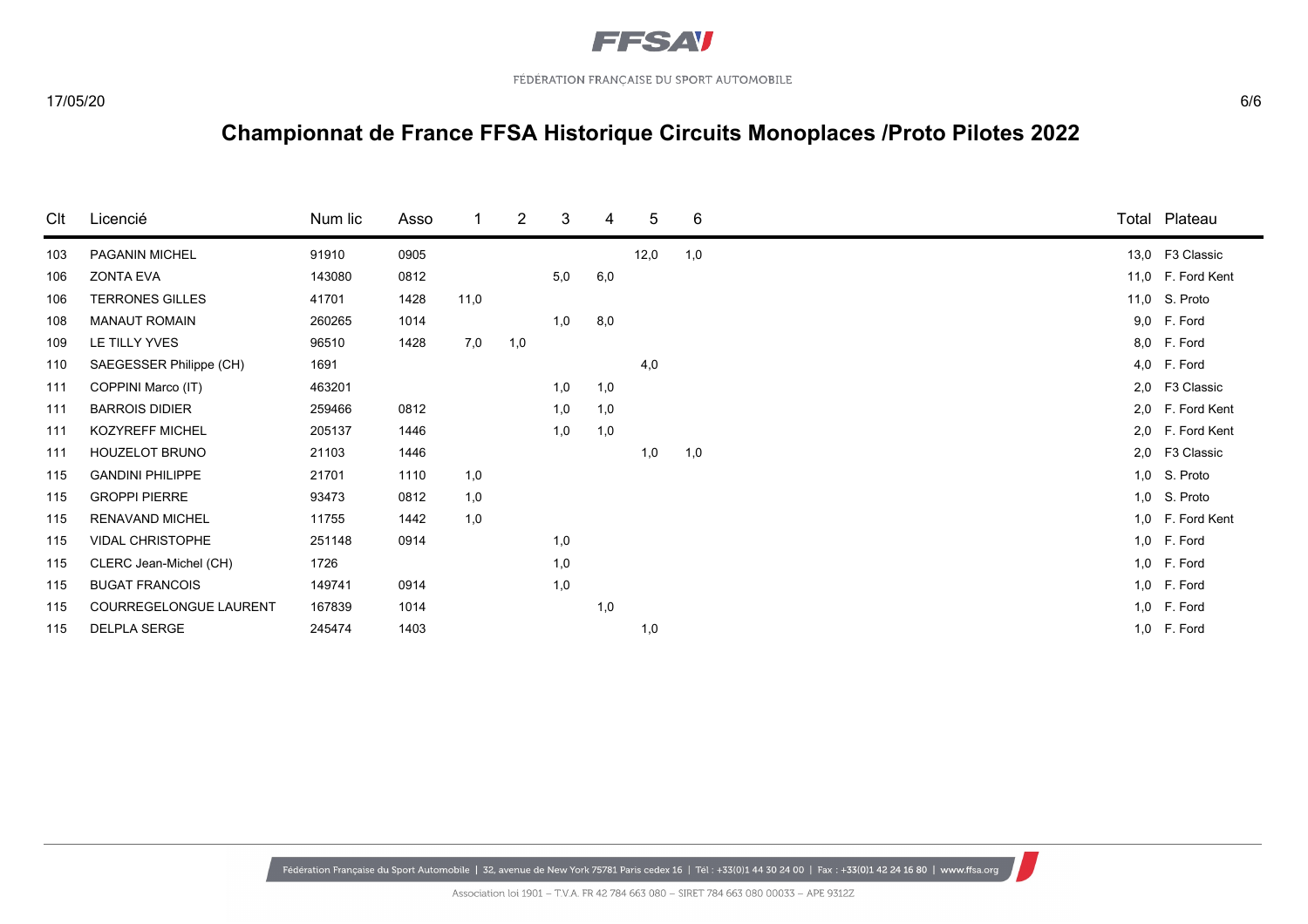# Championnat de France FFSA Historique Circuits Monoplaces /Proto Pilotes 2022

| Clt | Licencié | Num lic | Asso | 1 | 2 | 3 | 4 | 5 | 6 | Total | Plateau |
|---|---|---|---|---|---|---|---|---|---|---|---|
| 103 | PAGANIN MICHEL | 91910 | 0905 | | | | | 12,0 | 1,0 | 13,0 | F3 Classic |
| 106 | ZONTA EVA | 143080 | 0812 | | | 5,0 | 6,0 | | | 11,0 | F. Ford Kent |
| 106 | TERRONES GILLES | 41701 | 1428 | 11,0 | | | | | | 11,0 | S. Proto |
| 108 | MANAUT ROMAIN | 260265 | 1014 | | | 1,0 | 8,0 | | | 9,0 | F. Ford |
| 109 | LE TILLY YVES | 96510 | 1428 | 7,0 | 1,0 | | | | | 8,0 | F. Ford |
| 110 | SAEGESSER Philippe (CH) | 1691 | | | | | | 4,0 | | 4,0 | F. Ford |
| 111 | COPPINI Marco (IT) | 463201 | | | | 1,0 | 1,0 | | | 2,0 | F3 Classic |
| 111 | BARROIS DIDIER | 259466 | 0812 | | | 1,0 | 1,0 | | | 2,0 | F. Ford Kent |
| 111 | KOZYREFF MICHEL | 205137 | 1446 | | | 1,0 | 1,0 | | | 2,0 | F. Ford Kent |
| 111 | HOUZELOT BRUNO | 21103 | 1446 | | | | | 1,0 | 1,0 | 2,0 | F3 Classic |
| 115 | GANDINI PHILIPPE | 21701 | 1110 | 1,0 | | | | | | 1,0 | S. Proto |
| 115 | GROPPI PIERRE | 93473 | 0812 | 1,0 | | | | | | 1,0 | S. Proto |
| 115 | RENAVAND MICHEL | 11755 | 1442 | 1,0 | | | | | | 1,0 | F. Ford Kent |
| 115 | VIDAL CHRISTOPHE | 251148 | 0914 | | | 1,0 | | | | 1,0 | F. Ford |
| 115 | CLERC Jean-Michel (CH) | 1726 | | | | 1,0 | | | | 1,0 | F. Ford |
| 115 | BUGAT FRANCOIS | 149741 | 0914 | | | 1,0 | | | | 1,0 | F. Ford |
| 115 | COURREGELONGUE LAURENT | 167839 | 1014 | | | | 1,0 | | | 1,0 | F. Ford |
| 115 | DELPLA SERGE | 245474 | 1403 | | | | | 1,0 | | 1,0 | F. Ford |